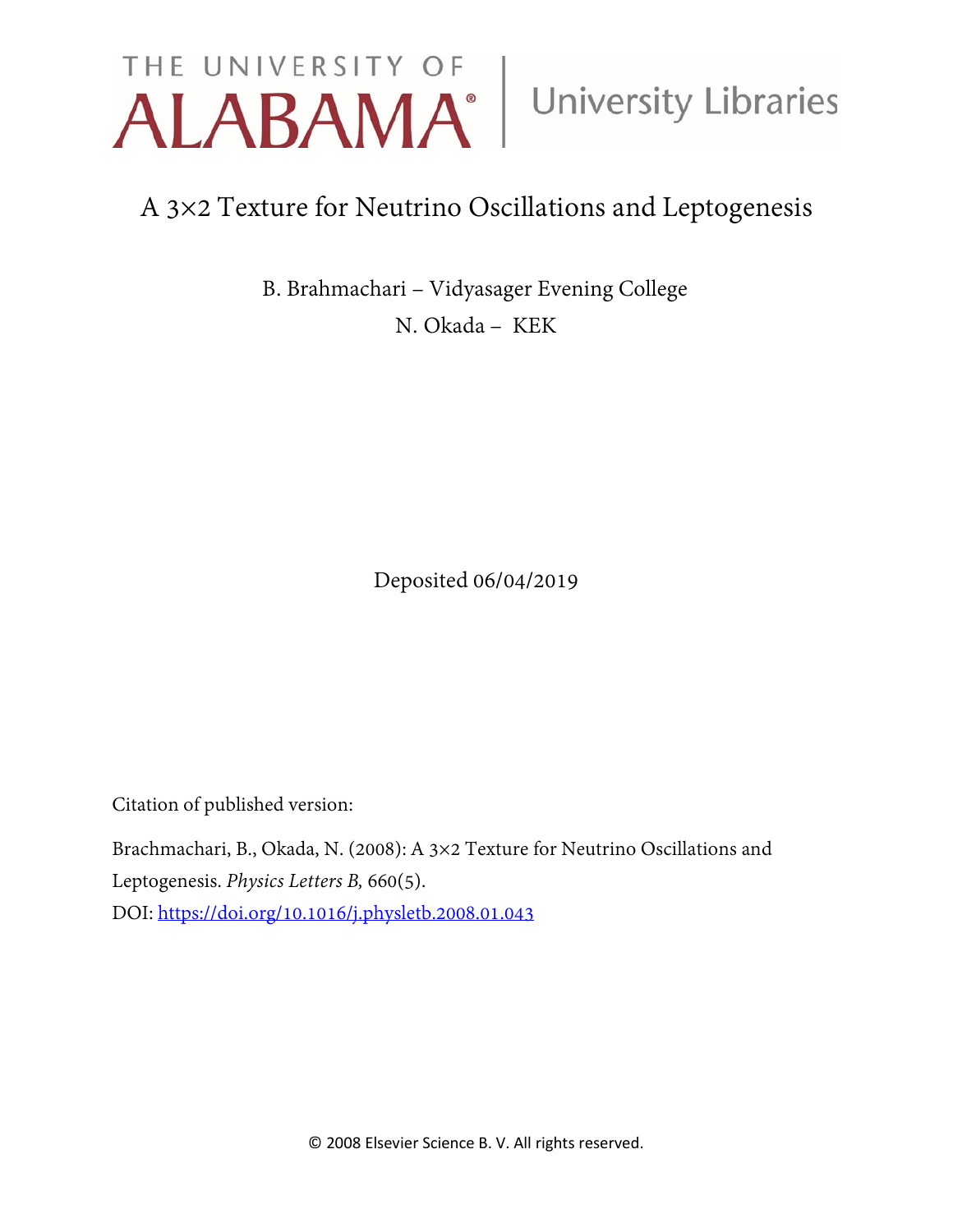THE UNIVERSITY OF ALABAMA® | University Libraries

# A 3×2 Texture for Neutrino Oscillations and Leptogenesis

B. Brahmachari – Vidyasager Evening College

N. Okada – KEK

Deposited 06/04/2019

Citation of published version:

Brachmachari, B., Okada, N. (2008): A 3×2 Texture for Neutrino Oscillations and Leptogenesis. *Physics Letters B,* 660(5).

DOI: https://doi.org/10.1016/j.physletb.2008.01.043

© 2008 Elsevier Science B. V. All rights reserved.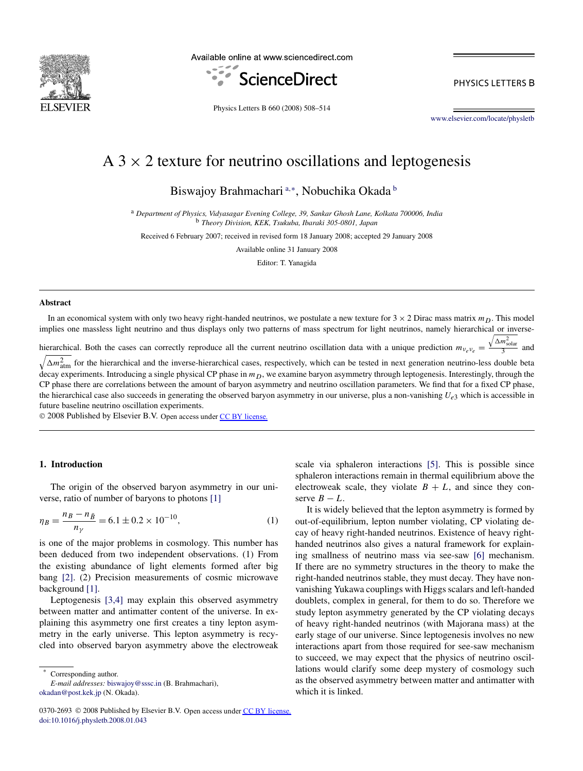# A $3 \times 2$ texture for neutrino oscillations and leptogenesis

Biswajoy Brahmachari [a,*], Nobuchika Okada [b]

[a] *Department of Physics, Vidyasagar Evening College, 39, Sankar Ghosh Lane, Kolkata 700006, India*
[b] *Theory Division, KEK, Tsukuba, Ibaraki 305-0801, Japan*

Received 6 February 2007; received in revised form 18 January 2008; accepted 29 January 2008

Available online 31 January 2008

Editor: T. Yanagida

## Abstract

In an economical system with only two heavy right-handed neutrinos, we postulate a new texture for $3 \times 2$ Dirac mass matrix $m_D$. This model implies one massless light neutrino and thus displays only two patterns of mass spectrum for light neutrinos, namely hierarchical or inverse-hierarchical. Both the cases can correctly reproduce all the current neutrino oscillation data with a unique prediction $m_{\nu_e \nu_e} = \frac{\sqrt{\Delta m^2_{\text{solar}}}}{3}$ and $\sqrt{\Delta m^2_{\text{atm}}}$ for the hierarchical and the inverse-hierarchical cases, respectively, which can be tested in next generation neutrino-less double beta decay experiments. Introducing a single physical CP phase in $m_D$, we examine baryon asymmetry through leptogenesis. Interestingly, through the CP phase there are correlations between the amount of baryon asymmetry and neutrino oscillation parameters. We find that for a fixed CP phase, the hierarchical case also succeeds in generating the observed baryon asymmetry in our universe, plus a non-vanishing $U_{e3}$ which is accessible in future baseline neutrino oscillation experiments.

© 2008 Published by Elsevier B.V. Open access under CC BY license.

## 1. Introduction

The origin of the observed baryon asymmetry in our universe, ratio of number of baryons to photons [1]

$$\eta_B = \frac{n_B - n_{\bar{B}}}{n_\gamma} = 6.1 \pm 0.2 \times 10^{-10}, \tag{1}$$

is one of the major problems in cosmology. This number has been deduced from two independent observations. (1) From the existing abundance of light elements formed after big bang [2]. (2) Precision measurements of cosmic microwave background [1].

Leptogenesis [3,4] may explain this observed asymmetry between matter and antimatter content of the universe. In explaining this asymmetry one first creates a tiny lepton asymmetry in the early universe. This lepton asymmetry is recycled into observed baryon asymmetry above the electroweak scale via sphaleron interactions [5]. This is possible since sphaleron interactions remain in thermal equilibrium above the electroweak scale, they violate $B + L$, and since they conserve $B - L$.

It is widely believed that the lepton asymmetry is formed by out-of-equilibrium, lepton number violating, CP violating decay of heavy right-handed neutrinos. Existence of heavy right-handed neutrinos also gives a natural framework for explaining smallness of neutrino mass via see-saw [6] mechanism. If there are no symmetry structures in the theory to make the right-handed neutrinos stable, they must decay. They have non-vanishing Yukawa couplings with Higgs scalars and left-handed doublets, complex in general, for them to do so. Therefore we study lepton asymmetry generated by the CP violating decays of heavy right-handed neutrinos (with Majorana mass) at the early stage of our universe. Since leptogenesis involves no new interactions apart from those required for see-saw mechanism to succeed, we may expect that the physics of neutrino oscillations would clarify some deep mystery of cosmology such as the observed asymmetry between matter and antimatter with which it is linked.

* Corresponding author.
*E-mail addresses:* biswajoy@sssc.in (B. Brahmachari), okadan@post.kek.jp (N. Okada).

0370-2693 © 2008 Published by Elsevier B.V. Open access under CC BY license.
doi:10.1016/j.physletb.2008.01.043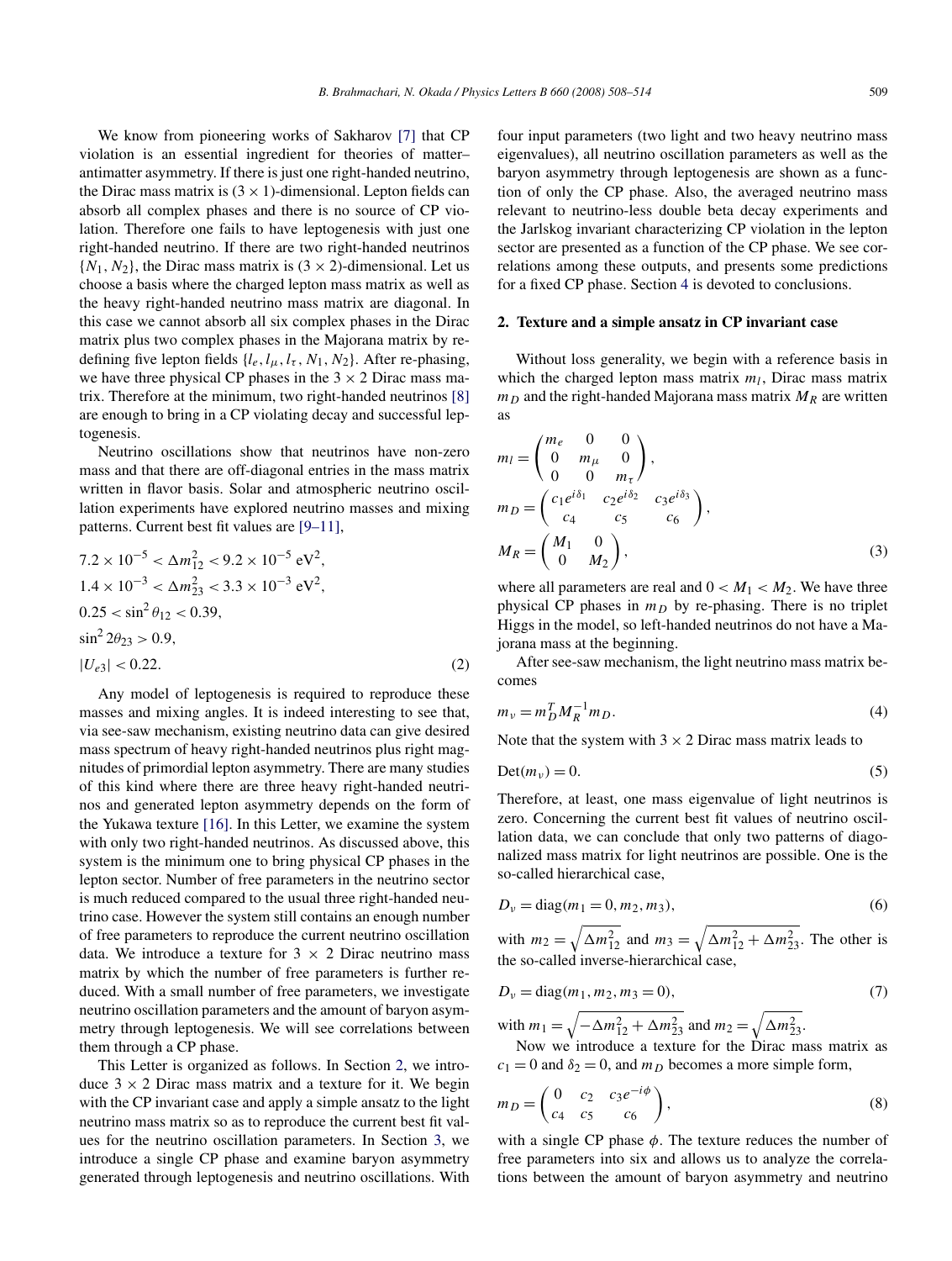We know from pioneering works of Sakharov [7] that CP violation is an essential ingredient for theories of matter–antimatter asymmetry. If there is just one right-handed neutrino, the Dirac mass matrix is $(3 \times 1)$-dimensional. Lepton fields can absorb all complex phases and there is no source of CP violation. Therefore one fails to have leptogenesis with just one right-handed neutrino. If there are two right-handed neutrinos $\{N_1, N_2\}$, the Dirac mass matrix is $(3 \times 2)$-dimensional. Let us choose a basis where the charged lepton mass matrix as well as the heavy right-handed neutrino mass matrix are diagonal. In this case we cannot absorb all six complex phases in the Dirac matrix plus two complex phases in the Majorana matrix by redefining five lepton fields $\{l_e, l_\mu, l_\tau, N_1, N_2\}$. After re-phasing, we have three physical CP phases in the $3 \times 2$ Dirac mass matrix. Therefore at the minimum, two right-handed neutrinos [8] are enough to bring in a CP violating decay and successful leptogenesis.

Neutrino oscillations show that neutrinos have non-zero mass and that there are off-diagonal entries in the mass matrix written in flavor basis. Solar and atmospheric neutrino oscillation experiments have explored neutrino masses and mixing patterns. Current best fit values are [9–11],

$$
\begin{aligned}
&7.2 \times 10^{-5} < \Delta m_{12}^2 < 9.2 \times 10^{-5}\ \text{eV}^2, \\
&1.4 \times 10^{-3} < \Delta m_{23}^2 < 3.3 \times 10^{-3}\ \text{eV}^2, \\
&0.25 < \sin^2\theta_{12} < 0.39, \\
&\sin^2 2\theta_{23} > 0.9, \\
&|U_{e3}| < 0.22.
\end{aligned} \tag{2}
$$

Any model of leptogenesis is required to reproduce these masses and mixing angles. It is indeed interesting to see that, via see-saw mechanism, existing neutrino data can give desired mass spectrum of heavy right-handed neutrinos plus right magnitudes of primordial lepton asymmetry. There are many studies of this kind where there are three heavy right-handed neutrinos and generated lepton asymmetry depends on the form of the Yukawa texture [16]. In this Letter, we examine the system with only two right-handed neutrinos. As discussed above, this system is the minimum one to bring physical CP phases in the lepton sector. Number of free parameters in the neutrino sector is much reduced compared to the usual three right-handed neutrino case. However the system still contains an enough number of free parameters to reproduce the current neutrino oscillation data. We introduce a texture for $3 \times 2$ Dirac neutrino mass matrix by which the number of free parameters is further reduced. With a small number of free parameters, we investigate neutrino oscillation parameters and the amount of baryon asymmetry through leptogenesis. We will see correlations between them through a CP phase.

This Letter is organized as follows. In Section 2, we introduce $3 \times 2$ Dirac mass matrix and a texture for it. We begin with the CP invariant case and apply a simple ansatz to the light neutrino mass matrix so as to reproduce the current best fit values for the neutrino oscillation parameters. In Section 3, we introduce a single CP phase and examine baryon asymmetry generated through leptogenesis and neutrino oscillations. With four input parameters (two light and two heavy neutrino mass eigenvalues), all neutrino oscillation parameters as well as the baryon asymmetry through leptogenesis are shown as a function of only the CP phase. Also, the averaged neutrino mass relevant to neutrino-less double beta decay experiments and the Jarlskog invariant characterizing CP violation in the lepton sector are presented as a function of the CP phase. We see correlations among these outputs, and presents some predictions for a fixed CP phase. Section 4 is devoted to conclusions.

## 2. Texture and a simple ansatz in CP invariant case

Without loss generality, we begin with a reference basis in which the charged lepton mass $m_l$, Dirac mass matrix $m_D$ and the right-handed Majorana mass matrix $M_R$ are written as

$$
\begin{aligned}
m_l &= \begin{pmatrix} m_e & 0 & 0 \\ 0 & m_\mu & 0 \\ 0 & 0 & m_\tau \end{pmatrix}, \\
m_D &= \begin{pmatrix} c_1 e^{i\delta_1} & c_2 e^{i\delta_2} & c_3 e^{i\delta_3} \\ c_4 & c_5 & c_6 \end{pmatrix}, \\
M_R &= \begin{pmatrix} M_1 & 0 \\ 0 & M_2 \end{pmatrix},
\end{aligned} \tag{3}
$$

where all parameters are real and $0 < M_1 < M_2$. We have three physical CP phases in $m_D$ by re-phasing. There is no triplet Higgs in the model, so left-handed neutrinos do not have a Majorana mass at the beginning.

After see-saw mechanism, the light neutrino mass matrix becomes

$$
m_\nu = m_D^T M_R^{-1} m_D. \tag{4}
$$

Note that the system with $3 \times 2$ Dirac mass matrix leads to

$$
\text{Det}(m_\nu) = 0. \tag{5}
$$

Therefore, at least, one mass eigenvalue of light neutrinos is zero. Concerning the current best fit values of neutrino oscillation data, we can conclude that only two patterns of diagonalized mass matrix for light neutrinos are possible. One is the so-called hierarchical case,

$$
D_\nu = \text{diag}(m_1 = 0, m_2, m_3), \tag{6}
$$

with $m_2 = \sqrt{\Delta m_{12}^2}$ and $m_3 = \sqrt{\Delta m_{12}^2 + \Delta m_{23}^2}$. The other is the so-called inverse-hierarchical case,

$$
D_\nu = \text{diag}(m_1, m_2, m_3 = 0), \tag{7}
$$

with $m_1 = \sqrt{-\Delta m_{12}^2 + \Delta m_{23}^2}$ and $m_2 = \sqrt{\Delta m_{23}^2}$.

Now we introduce a texture for the Dirac mass matrix as $c_1 = 0$ and $\delta_2 = 0$, and $m_D$ becomes a more simple form,

$$
m_D = \begin{pmatrix} 0 & c_2 & c_3 e^{-i\phi} \\ c_4 & c_5 & c_6 \end{pmatrix}, \tag{8}
$$

with a single CP phase $\phi$. The texture reduces the number of free parameters into six and allows us to analyze the correlations between the amount of baryon asymmetry and neutrino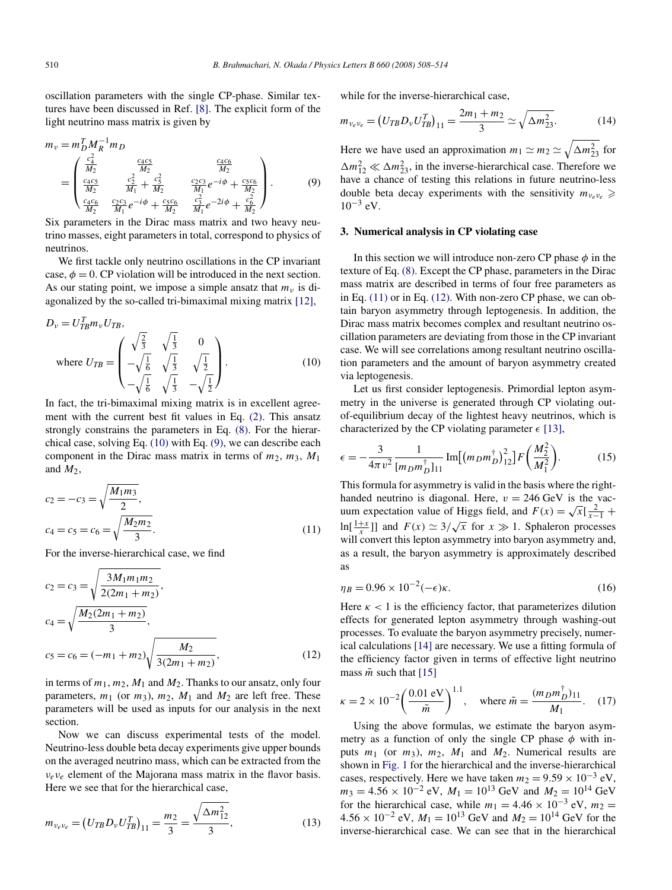oscillation parameters with the single CP-phase. Similar textures have been discussed in Ref. [8]. The explicit form of the light neutrino mass matrix is given by

$$m_\nu = m_D^T M_R^{-1} m_D$$
$$= \begin{pmatrix} \frac{c_4^2}{M_2} & \frac{c_4 c_5}{M_2} & \frac{c_4 c_6}{M_2} \\ \frac{c_4 c_5}{M_2} & \frac{c_2^2}{M_1} + \frac{c_5^2}{M_2} & \frac{c_2 c_3}{M_1} e^{-i\phi} + \frac{c_5 c_6}{M_2} \\ \frac{c_4 c_6}{M_2} & \frac{c_2 c_3}{M_1} e^{-i\phi} + \frac{c_5 c_6}{M_2} & \frac{c_3^2}{M_1} e^{-2i\phi} + \frac{c_6^2}{M_2} \end{pmatrix}. \tag{9}$$

Six parameters in the Dirac mass matrix and two heavy neutrino masses, eight parameters in total, correspond to physics of neutrinos.

We first tackle only neutrino oscillations in the CP invariant case, $\phi = 0$. CP violation will be introduced in the next section. As our stating point, we impose a simple ansatz that $m_\nu$ is diagonalized by the so-called tri-bimaximal mixing matrix [12],

$$D_\nu = U_{TB}^T m_\nu U_{TB},$$
$$\text{where } U_{TB} = \begin{pmatrix} \sqrt{\frac{2}{3}} & \sqrt{\frac{1}{3}} & 0 \\ -\sqrt{\frac{1}{6}} & \sqrt{\frac{1}{3}} & \sqrt{\frac{1}{2}} \\ -\sqrt{\frac{1}{6}} & \sqrt{\frac{1}{3}} & -\sqrt{\frac{1}{2}} \end{pmatrix}. \tag{10}$$

In fact, the tri-bimaximal mixing matrix is in excellent agreement with the current best fit values in Eq. (2). This ansatz strongly constrains the parameters in Eq. (8). For the hierarchical case, solving Eq. (10) with Eq. (9), we can describe each component in the Dirac mass matrix in terms of $m_2$, $m_3$, $M_1$ and $M_2$,

$$c_2 = -c_3 = \sqrt{\frac{M_1 m_3}{2}},$$
$$c_4 = c_5 = c_6 = \sqrt{\frac{M_2 m_2}{3}}. \tag{11}$$

For the inverse-hierarchical case, we find

$$c_2 = c_3 = \sqrt{\frac{3 M_1 m_1 m_2}{2(2m_1 + m_2)}},$$
$$c_4 = \sqrt{\frac{M_2(2m_1 + m_2)}{3}},$$
$$c_5 = c_6 = (-m_1 + m_2)\sqrt{\frac{M_2}{3(2m_1 + m_2)}}, \tag{12}$$

in terms of $m_1$, $m_2$, $M_1$ and $M_2$. Thanks to our ansatz, only four parameters, $m_1$ (or $m_3$), $m_2$, $M_1$ and $M_2$ are left free. These parameters will be used as inputs for our analysis in the next section.

Now we can discuss experimental tests of the model. Neutrino-less double beta decay experiments give upper bounds on the averaged neutrino mass, which can be extracted from the $\nu_e \nu_e$ element of the Majorana mass matrix in the flavor basis. Here we see that for the hierarchical case,

$$m_{\nu_e \nu_e} = \left(U_{TB} D_\nu U_{TB}^T\right)_{11} = \frac{m_2}{3} = \frac{\sqrt{\Delta m_{12}^2}}{3}, \tag{13}$$

while for the inverse-hierarchical case,

$$m_{\nu_e \nu_e} = \left(U_{TB} D_\nu U_{TB}^T\right)_{11} = \frac{2m_1 + m_2}{3} \simeq \sqrt{\Delta m_{23}^2}. \tag{14}$$

Here we have used an approximation $m_1 \simeq m_2 \simeq \sqrt{\Delta m_{23}^2}$ for $\Delta m_{12}^2 \ll \Delta m_{23}^2$, in the inverse-hierarchical case. Therefore we have a chance of testing this relations in future neutrino-less double beta decay experiments with the sensitivity $m_{\nu_e \nu_e} \gtrsim 10^{-3}$ eV.

### 3. Numerical analysis in CP violating case

In this section we will introduce non-zero CP phase $\phi$ in the texture of Eq. (8). Except the CP phase, parameters in the Dirac mass matrix are described in terms of four free parameters as in Eq. (11) or in Eq. (12). With non-zero CP phase, we can obtain baryon asymmetry through leptogenesis. In addition, the Dirac mass matrix becomes complex and resultant neutrino oscillation parameters are deviating from those in the CP invariant case. We will see correlations among resultant neutrino oscillation parameters and the amount of baryon asymmetry created via leptogenesis.

Let us first consider leptogenesis. Primordial lepton asymmetry in the universe is generated through CP violating out-of-equilibrium decay of the lightest heavy neutrinos, which is characterized by the CP violating parameter $\epsilon$ [13],

$$\epsilon = -\frac{3}{4\pi v^2} \frac{1}{[m_D m_D^\dagger]_{11}} \operatorname{Im}\left[\left(m_D m_D^\dagger\right)_{12}^2\right] F\left(\frac{M_2^2}{M_1^2}\right). \tag{15}$$

This formula for asymmetry is valid in the basis where the right-handed neutrino is diagonal. Here, $v = 246$ GeV is the vacuum expectation value of Higgs field, and $F(x) = \sqrt{x}[\frac{2}{x-1} + \ln[\frac{1+x}{x}]]$ and $F(x) \simeq 3/\sqrt{x}$ for $x \gg 1$. Sphaleron processes will convert this lepton asymmetry into baryon asymmetry and, as a result, the baryon asymmetry is approximately described as

$$\eta_B = 0.96 \times 10^{-2}(-\epsilon)\kappa. \tag{16}$$

Here $\kappa < 1$ is the efficiency factor, that parameterizes dilution effects for generated lepton asymmetry through washing-out processes. To evaluate the baryon asymmetry precisely, numerical calculations [14] are necessary. We use a fitting formula of the efficiency factor given in terms of effective light neutrino mass $\tilde{m}$ such that [15]

$$\kappa = 2 \times 10^{-2} \left(\frac{0.01 \text{ eV}}{\tilde{m}}\right)^{1.1}, \quad \text{where } \tilde{m} = \frac{(m_D m_D^\dagger)_{11}}{M_1}. \tag{17}$$

Using the above formulas, we estimate the baryon asymmetry as a function of only the single CP phase $\phi$ with inputs $m_1$ (or $m_3$), $m_2$, $M_1$ and $M_2$. Numerical results are shown in Fig. 1 for the hierarchical and the inverse-hierarchical cases, respectively. Here we have taken $m_2 = 9.59 \times 10^{-3}$ eV, $m_3 = 4.56 \times 10^{-2}$ eV, $M_1 = 10^{13}$ GeV and $M_2 = 10^{14}$ GeV for the hierarchical case, while $m_1 = 4.46 \times 10^{-3}$ eV, $m_2 = 4.56 \times 10^{-2}$ eV, $M_1 = 10^{13}$ GeV and $M_2 = 10^{14}$ GeV for the inverse-hierarchical case. We can see that in the hierarchical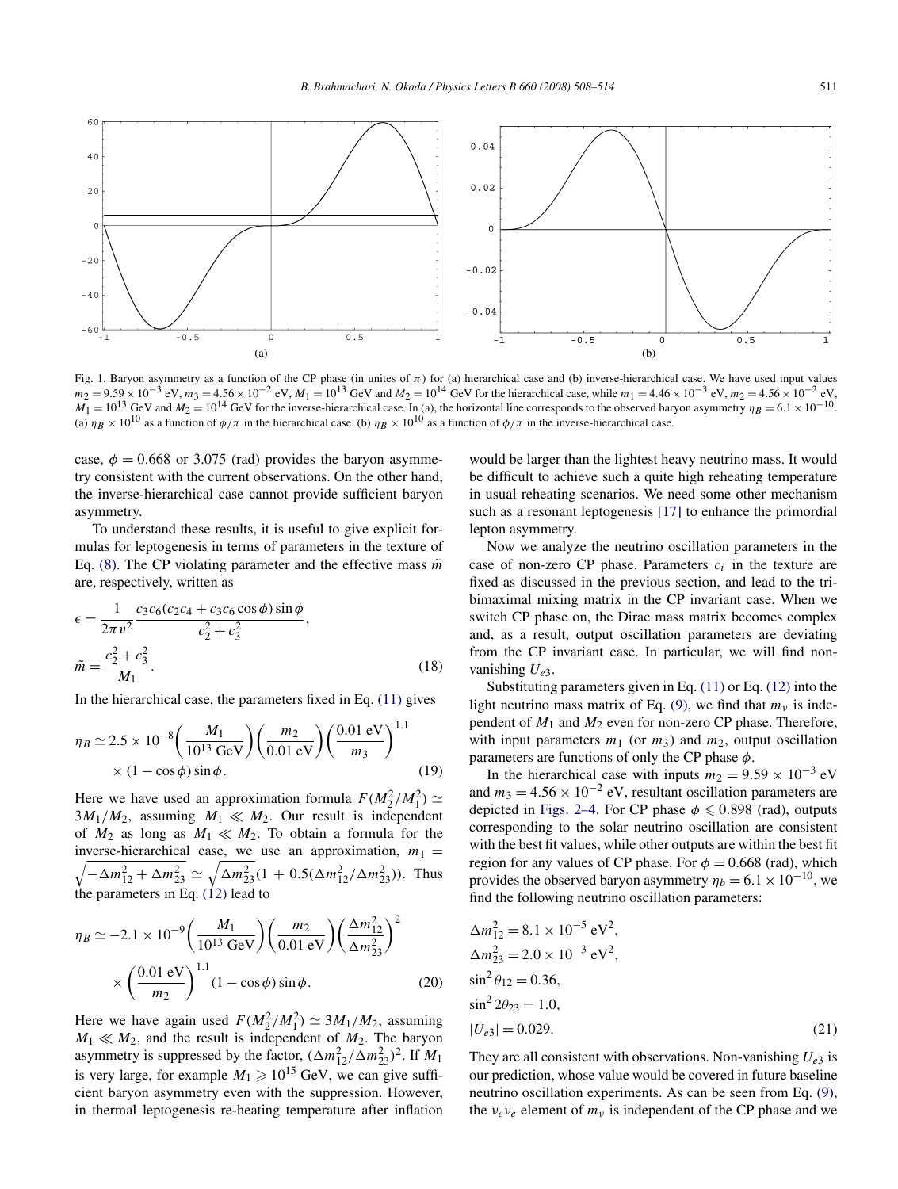Fig. 1. Baryon asymmetry as a function of the CP phase (in units of $\pi$) for (a) hierarchical case and (b) inverse-hierarchical case. We have used input values $m_2 = 9.59 \times 10^{-3}$ eV, $m_3 = 4.56 \times 10^{-2}$ eV, $M_1 = 10^{13}$ GeV and $M_2 = 10^{14}$ GeV for the hierarchical case, while $m_1 = 4.46 \times 10^{-3}$ eV, $m_2 = 4.56 \times 10^{-2}$ eV, $M_1 = 10^{13}$ GeV and $M_2 = 10^{14}$ GeV for the inverse-hierarchical case. In (a), the horizontal line corresponds to the observed baryon asymmetry $\eta_B = 6.1 \times 10^{-10}$. (a) $\eta_B \times 10^{10}$ as a function of $\phi/\pi$ in the hierarchical case. (b) $\eta_B \times 10^{10}$ as a function of $\phi/\pi$ in the inverse-hierarchical case.

case, $\phi = 0.668$ or 3.075 (rad) provides the baryon asymmetry consistent with the current observations. On the other hand, the inverse-hierarchical case cannot provide sufficient baryon asymmetry.

To understand these results, it is useful to give explicit formulas for leptogenesis in terms of parameters in the texture of Eq. (8). The CP violating parameter and the effective mass $\tilde{m}$ are, respectively, written as

$$\epsilon = \frac{1}{2\pi v^2} \frac{c_3 c_6 (c_2 c_4 + c_3 c_6 \cos\phi) \sin\phi}{c_2^2 + c_3^2},$$
$$\tilde{m} = \frac{c_2^2 + c_3^2}{M_1}. \tag{18}$$

In the hierarchical case, the parameters fixed in Eq. (11) gives

$$\eta_B \simeq 2.5 \times 10^{-8} \left(\frac{M_1}{10^{13}\ \text{GeV}}\right)\left(\frac{m_2}{0.01\ \text{eV}}\right)\left(\frac{0.01\ \text{eV}}{m_3}\right)^{1.1} \times (1 - \cos\phi)\sin\phi. \tag{19}$$

Here we have used an approximation formula $F(M_2^2/M_1^2) \simeq 3M_1/M_2$, assuming $M_1 \ll M_2$. Our result is independent of $M_2$ as long as $M_1 \ll M_2$. To obtain a formula for the inverse-hierarchical case, we use an approximation, $m_1 = \sqrt{-\Delta m_{12}^2 + \Delta m_{23}^2} \simeq \sqrt{\Delta m_{23}^2}(1 + 0.5(\Delta m_{12}^2/\Delta m_{23}^2))$. Thus the parameters in Eq. (12) lead to

$$\eta_B \simeq -2.1 \times 10^{-9} \left(\frac{M_1}{10^{13}\ \text{GeV}}\right)\left(\frac{m_2}{0.01\ \text{eV}}\right)\left(\frac{\Delta m_{12}^2}{\Delta m_{23}^2}\right)^2 \times \left(\frac{0.01\ \text{eV}}{m_2}\right)^{1.1} (1 - \cos\phi)\sin\phi. \tag{20}$$

Here we have again used $F(M_2^2/M_1^2) \simeq 3M_1/M_2$, assuming $M_1 \ll M_2$, and the result is independent of $M_2$. The baryon asymmetry is suppressed by the factor, $(\Delta m_{12}^2/\Delta m_{23}^2)^2$. If $M_1$ is very large, for example $M_1 \geqslant 10^{15}$ GeV, we can give sufficient baryon asymmetry even with the suppression. However, in thermal leptogenesis re-heating temperature after inflation would be larger than the lightest heavy neutrino mass. It would be difficult to achieve such a quite high reheating temperature in usual reheating scenarios. We need some other mechanism such as a resonant leptogenesis [17] to enhance the primordial lepton asymmetry.

Now we analyze the neutrino oscillation parameters in the case of non-zero CP phase. Parameters $c_i$ in the texture are fixed as discussed in the previous section, and lead to the tri-bimaximal mixing matrix in the CP invariant case. When we switch CP phase on, the Dirac mass matrix becomes complex and, as a result, output oscillation parameters are deviating from the CP invariant case. In particular, we will find non-vanishing $U_{e3}$.

Substituting parameters given in Eq. (11) or Eq. (12) into the light neutrino mass matrix of Eq. (9), we find that $m_\nu$ is independent of $M_1$ and $M_2$ even for non-zero CP phase. Therefore, with input parameters $m_1$ (or $m_3$) and $m_2$, output oscillation parameters are functions of only the CP phase $\phi$.

In the hierarchical case with inputs $m_2 = 9.59 \times 10^{-3}$ eV and $m_3 = 4.56 \times 10^{-2}$ eV, resultant oscillation parameters are depicted in Figs. 2–4. For CP phase $\phi \leqslant 0.898$ (rad), outputs corresponding to the solar neutrino oscillation are consistent with the best fit values, while other outputs are within the best fit region for any values of CP phase. For $\phi = 0.668$ (rad), which provides the observed baryon asymmetry $\eta_b = 6.1 \times 10^{-10}$, we find the following neutrino oscillation parameters:

$$\Delta m_{12}^2 = 8.1 \times 10^{-5}\ \text{eV}^2,$$
$$\Delta m_{23}^2 = 2.0 \times 10^{-3}\ \text{eV}^2,$$
$$\sin^2\theta_{12} = 0.36,$$
$$\sin^2 2\theta_{23} = 1.0,$$
$$|U_{e3}| = 0.029. \tag{21}$$

They are all consistent with observations. Non-vanishing $U_{e3}$ is our prediction, whose value would be covered in future baseline neutrino oscillation experiments. As can be seen from Eq. (9), the $\nu_e\nu_e$ element of $m_\nu$ is independent of the CP phase and we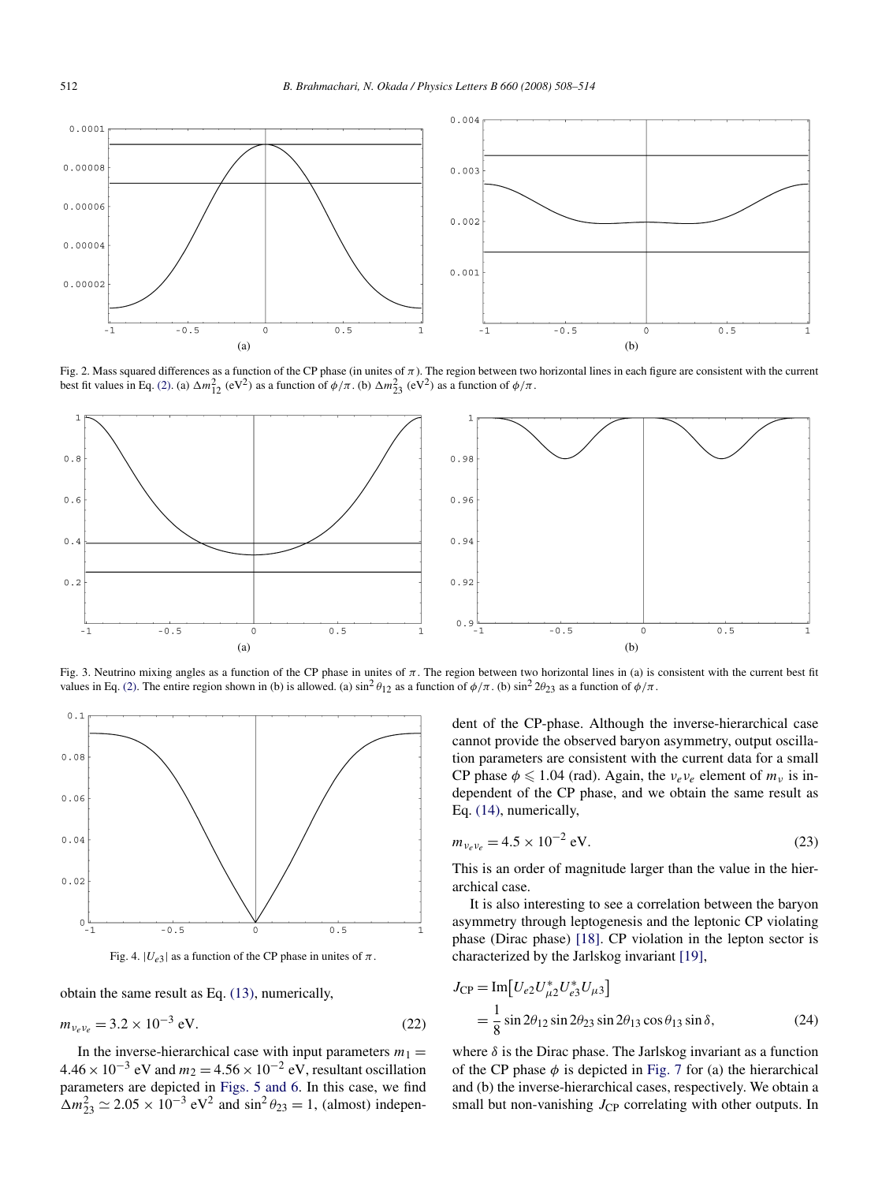Fig. 2. Mass squared differences as a function of the CP phase (in unites of $\pi$). The region between two horizontal lines in each figure are consistent with the current best fit values in Eq. (2). (a) $\Delta m^2_{12}$ (eV$^2$) as a function of $\phi/\pi$. (b) $\Delta m^2_{23}$ (eV$^2$) as a function of $\phi/\pi$.

Fig. 3. Neutrino mixing angles as a function of the CP phase in unites of $\pi$. The region between two horizontal lines in (a) is consistent with the current best fit values in Eq. (2). The entire region shown in (b) is allowed. (a) $\sin^2\theta_{12}$ as a function of $\phi/\pi$. (b) $\sin^2 2\theta_{23}$ as a function of $\phi/\pi$.

Fig. 4. $|U_{e3}|$ as a function of the CP phase in unites of $\pi$.

obtain the same result as Eq. (13), numerically,

$$m_{\nu_e\nu_e} = 3.2 \times 10^{-3} \text{ eV}. \tag{22}$$

In the inverse-hierarchical case with input parameters $m_1 = 4.46 \times 10^{-3}$ eV and $m_2 = 4.56 \times 10^{-2}$ eV, resultant oscillation parameters are depicted in Figs. 5 and 6. In this case, we find $\Delta m^2_{23} \simeq 2.05 \times 10^{-3}$ eV$^2$ and $\sin^2\theta_{23} = 1$, (almost) independent of the CP-phase. Although the inverse-hierarchical case cannot provide the observed baryon asymmetry, output oscillation parameters are consistent with the current data for a small CP phase $\phi \leqslant 1.04$ (rad). Again, the $\nu_e\nu_e$ element of $m_\nu$ is independent of the CP phase, and we obtain the same result as Eq. (14), numerically,

$$m_{\nu_e\nu_e} = 4.5 \times 10^{-2} \text{ eV}. \tag{23}$$

This is an order of magnitude larger than the value in the hierarchical case.

It is also interesting to see a correlation between the baryon asymmetry through leptogenesis and the leptonic CP violating phase (Dirac phase) [18]. CP violation in the lepton sector is characterized by the Jarlskog invariant [19],

$$\begin{aligned} J_{\rm CP} &= \mathrm{Im}\big[U_{e2}U^*_{\mu 2}U^*_{e3}U_{\mu 3}\big] \\ &= \frac{1}{8}\sin 2\theta_{12}\sin 2\theta_{23}\sin 2\theta_{13}\cos\theta_{13}\sin\delta, \end{aligned} \tag{24}$$

where $\delta$ is the Dirac phase. The Jarlskog invariant as a function of the CP phase $\phi$ is depicted in Fig. 7 for (a) the hierarchical and (b) the inverse-hierarchical cases, respectively. We obtain a small but non-vanishing $J_{\rm CP}$ correlating with other outputs. In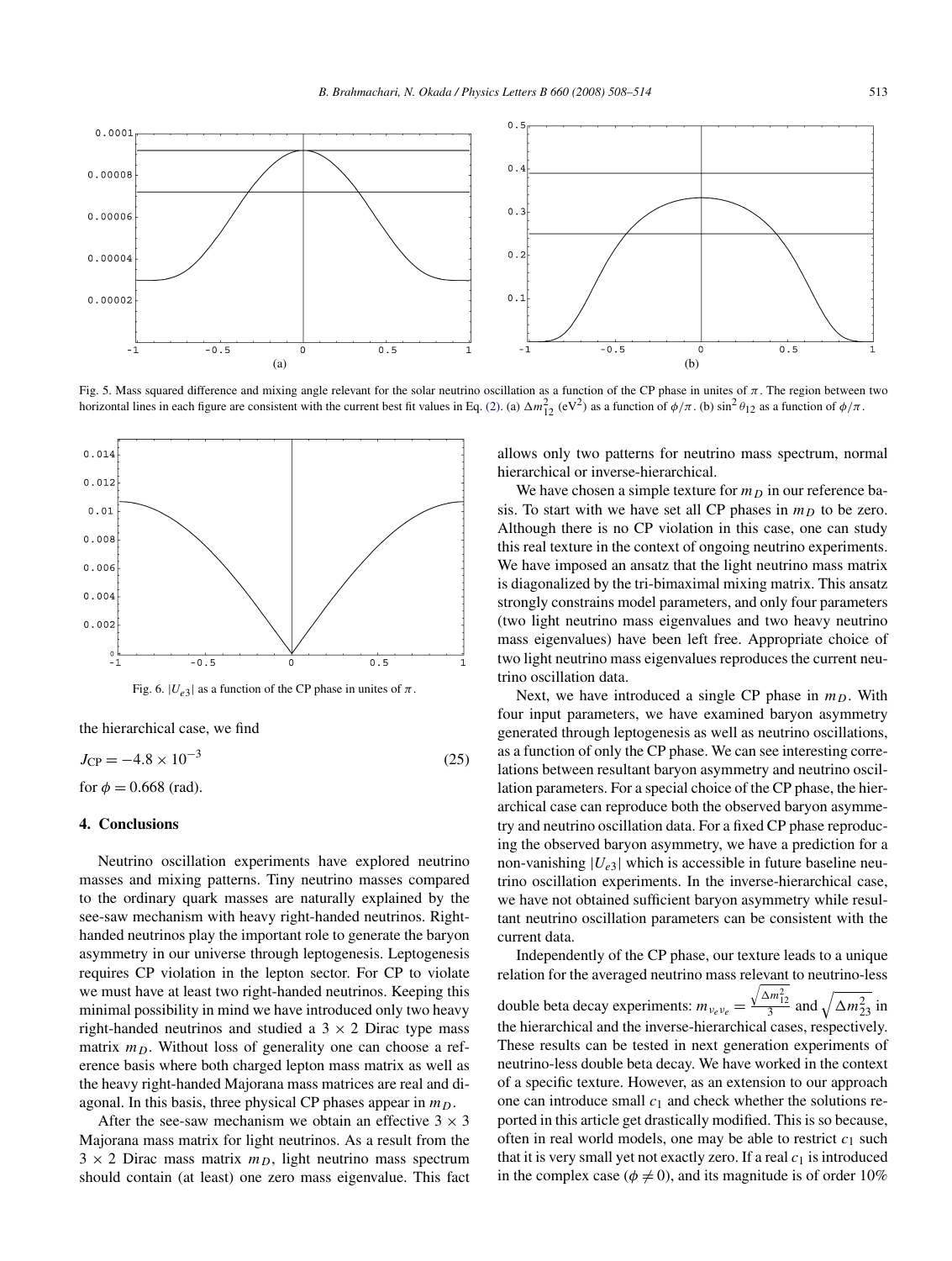Fig. 5. Mass squared difference and mixing angle relevant for the solar neutrino oscillation as a function of the CP phase in unites of $\pi$. The region between two horizontal lines in each figure are consistent with the current best fit values in Eq. (2). (a) $\Delta m^2_{12}$ (eV$^2$) as a function of $\phi/\pi$. (b) $\sin^2\theta_{12}$ as a function of $\phi/\pi$.

Fig. 6. $|U_{e3}|$ as a function of the CP phase in unites of $\pi$.

the hierarchical case, we find

$$J_{\rm CP} = -4.8 \times 10^{-3} \tag{25}$$

for $\phi = 0.668$ (rad).

## 4. Conclusions

Neutrino oscillation experiments have explored neutrino masses and mixing patterns. Tiny neutrino masses compared to the ordinary quark masses are naturally explained by the see-saw mechanism with heavy right-handed neutrinos. Right-handed neutrinos play the important role to generate the baryon asymmetry in our universe through leptogenesis. Leptogenesis requires CP violation in the lepton sector. For CP to violate we must have at least two right-handed neutrinos. Keeping this minimal possibility in mind we have introduced only two heavy right-handed neutrinos and studied a $3 \times 2$ Dirac type mass matrix $m_D$. Without loss of generality one can choose a reference basis where both charged lepton mass matrix as well as the heavy right-handed Majorana mass matrices are real and diagonal. In this basis, three physical CP phases appear in $m_D$.

After the see-saw mechanism we obtain an effective $3 \times 3$ Majorana mass matrix for light neutrinos. As a result from the $3 \times 2$ Dirac mass matrix $m_D$, light neutrino mass spectrum should contain (at least) one zero mass eigenvalue. This fact allows only two patterns for neutrino mass spectrum, normal hierarchical or inverse-hierarchical.

We have chosen a simple texture for $m_D$ in our reference basis. To start with we have set all CP phases in $m_D$ to be zero. Although there is no CP violation in this case, one can study this real texture in the context of ongoing neutrino experiments. We have imposed an ansatz that the light neutrino mass matrix is diagonalized by the tri-bimaximal mixing matrix. This ansatz strongly constrains model parameters, and only four parameters (two light neutrino mass eigenvalues and two heavy neutrino mass eigenvalues) have been left free. Appropriate choice of two light neutrino mass eigenvalues reproduces the current neutrino oscillation data.

Next, we have introduced a single CP phase in $m_D$. With four input parameters, we have examined baryon asymmetry generated through leptogenesis as well as neutrino oscillations, as a function of only the CP phase. We can see interesting correlations between resultant baryon asymmetry and neutrino oscillation parameters. For a special choice of the CP phase, the hierarchical case can reproduce both the observed baryon asymmetry and neutrino oscillation data. For a fixed CP phase reproducing the observed baryon asymmetry, we have a prediction for a non-vanishing $|U_{e3}|$ which is accessible in future baseline neutrino oscillation experiments. In the inverse-hierarchical case, we have not obtained sufficient baryon asymmetry while resultant neutrino oscillation parameters can be consistent with the current data.

Independently of the CP phase, our texture leads to a unique relation for the averaged neutrino mass relevant to neutrino-less double beta decay experiments: $m_{\nu_e\nu_e} = \frac{\sqrt{\Delta m^2_{12}}}{3}$ and $\sqrt{\Delta m^2_{23}}$ in the hierarchical and the inverse-hierarchical cases, respectively. These results can be tested in next generation experiments of neutrino-less double beta decay. We have worked in the context of a specific texture. However, as an extension to our approach one can introduce small $c_1$ and check whether the solutions reported in this article get drastically modified. This is so because, often in real world models, one may be able to restrict $c_1$ such that it is very small yet not exactly zero. If a real $c_1$ is introduced in the complex case ($\phi \neq 0$), and its magnitude is of order 10%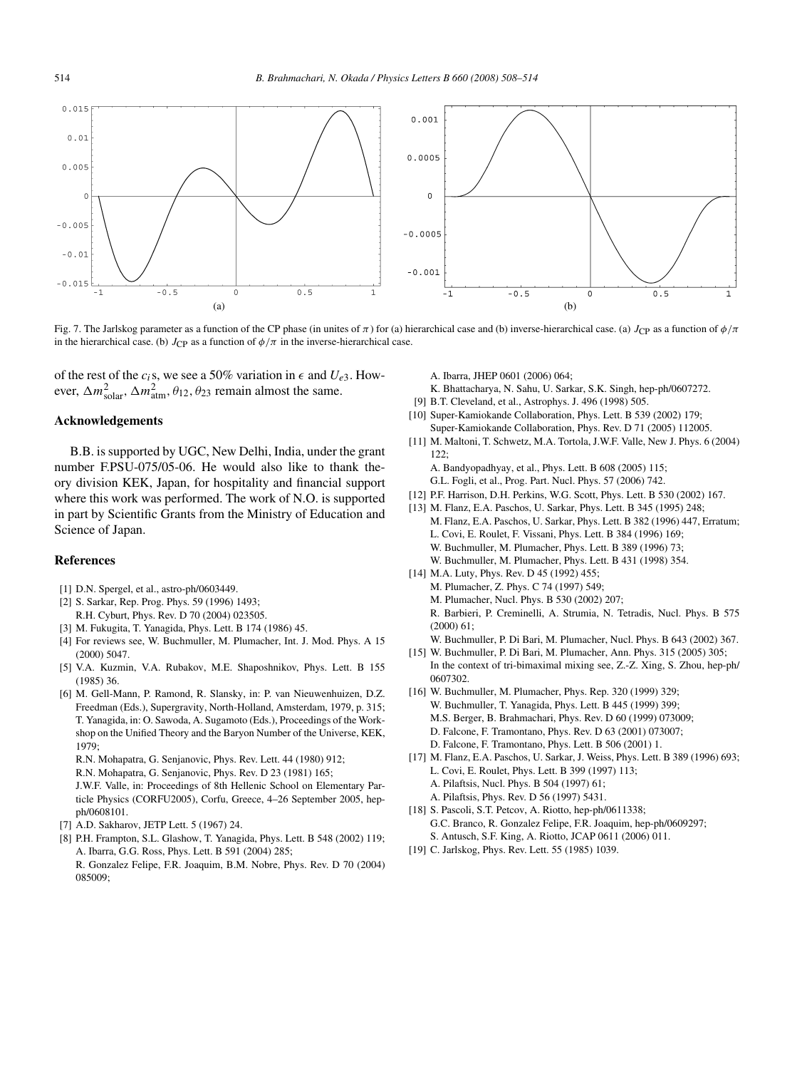0.015
0.01
0.005
0
-0.005
-0.01
-0.015
-1 -0.5 0 0.5 1
(a)

0.001
0.0005
0
-0.0005
-0.001
-1 -0.5 0 0.5 1
(b)

Fig. 7. The Jarlskog parameter as a function of the CP phase (in unites of $\pi$) for (a) hierarchical case and (b) inverse-hierarchical case. (a) $J_{\rm CP}$ as a function of $\phi/\pi$ in the hierarchical case. (b) $J_{\rm CP}$ as a function of $\phi/\pi$ in the inverse-hierarchical case.

of the rest of the $c_i$s, we see a 50% variation in $\epsilon$ and $U_{e3}$. However, $\Delta m^2_{\rm solar}$, $\Delta m^2_{\rm atm}$, $\theta_{12}$, $\theta_{23}$ remain almost the same.

## Acknowledgements

B.B. is supported by UGC, New Delhi, India, under the grant number F.PSU-075/05-06. He would also like to thank theory division KEK, Japan, for hospitality and financial support where this work was performed. The work of N.O. is supported in part by Scientific Grants from the Ministry of Education and Science of Japan.

## References

[1] D.N. Spergel, et al., astro-ph/0603449.
[2] S. Sarkar, Rep. Prog. Phys. 59 (1996) 1493;
R.H. Cyburt, Phys. Rev. D 70 (2004) 023505.
[3] M. Fukugita, T. Yanagida, Phys. Lett. B 174 (1986) 45.
[4] For reviews see, W. Buchmuller, M. Plumacher, Int. J. Mod. Phys. A 15 (2000) 5047.
[5] V.A. Kuzmin, V.A. Rubakov, M.E. Shaposhnikov, Phys. Lett. B 155 (1985) 36.
[6] M. Gell-Mann, P. Ramond, R. Slansky, in: P. van Nieuwenhuizen, D.Z. Freedman (Eds.), Supergravity, North-Holland, Amsterdam, 1979, p. 315;
T. Yanagida, in: O. Sawoda, A. Sugamoto (Eds.), Proceedings of the Workshop on the Unified Theory and the Baryon Number of the Universe, KEK, 1979;
R.N. Mohapatra, G. Senjanovic, Phys. Rev. Lett. 44 (1980) 912;
R.N. Mohapatra, G. Senjanovic, Phys. Rev. D 23 (1981) 165;
J.W.F. Valle, in: Proceedings of 8th Hellenic School on Elementary Particle Physics (CORFU2005), Corfu, Greece, 4–26 September 2005, hep-ph/0608101.
[7] A.D. Sakharov, JETP Lett. 5 (1967) 24.
[8] P.H. Frampton, S.L. Glashow, T. Yanagida, Phys. Lett. B 548 (2002) 119;
A. Ibarra, G.G. Ross, Phys. Lett. B 591 (2004) 285;
R. Gonzalez Felipe, F.R. Joaquim, B.M. Nobre, Phys. Rev. D 70 (2004) 085009;
A. Ibarra, JHEP 0601 (2006) 064;
K. Bhattacharya, N. Sahu, U. Sarkar, S.K. Singh, hep-ph/0607272.
[9] B.T. Cleveland, et al., Astrophys. J. 496 (1998) 505.
[10] Super-Kamiokande Collaboration, Phys. Lett. B 539 (2002) 179;
Super-Kamiokande Collaboration, Phys. Rev. D 71 (2005) 112005.
[11] M. Maltoni, T. Schwetz, M.A. Tortola, J.W.F. Valle, New J. Phys. 6 (2004) 122;
A. Bandyopadhyay, et al., Phys. Lett. B 608 (2005) 115;
G.L. Fogli, et al., Prog. Part. Nucl. Phys. 57 (2006) 742.
[12] P.F. Harrison, D.H. Perkins, W.G. Scott, Phys. Lett. B 530 (2002) 167.
[13] M. Flanz, E.A. Paschos, U. Sarkar, Phys. Lett. B 345 (1995) 248;
M. Flanz, E.A. Paschos, U. Sarkar, Phys. Lett. B 382 (1996) 447, Erratum;
L. Covi, E. Roulet, F. Vissani, Phys. Lett. B 384 (1996) 169;
W. Buchmuller, M. Plumacher, Phys. Lett. B 389 (1996) 73;
W. Buchmuller, M. Plumacher, Phys. Lett. B 431 (1998) 354.
[14] M.A. Luty, Phys. Rev. D 45 (1992) 455;
M. Plumacher, Z. Phys. C 74 (1997) 549;
M. Plumacher, Nucl. Phys. B 530 (2002) 207;
R. Barbieri, P. Creminelli, A. Strumia, N. Tetradis, Nucl. Phys. B 575 (2000) 61;
W. Buchmuller, P. Di Bari, M. Plumacher, Nucl. Phys. B 643 (2002) 367.
[15] W. Buchmuller, P. Di Bari, M. Plumacher, Ann. Phys. 315 (2005) 305;
In the context of tri-bimaximal mixing see, Z.-Z. Xing, S. Zhou, hep-ph/0607302.
[16] W. Buchmuller, M. Plumacher, Phys. Rep. 320 (1999) 329;
W. Buchmuller, T. Yanagida, Phys. Lett. B 445 (1999) 399;
M.S. Berger, B. Brahmachari, Phys. Rev. D 60 (1999) 073009;
D. Falcone, F. Tramontano, Phys. Rev. D 63 (2001) 073007;
D. Falcone, F. Tramontano, Phys. Lett. B 506 (2001) 1.
[17] M. Flanz, E.A. Paschos, U. Sarkar, J. Weiss, Phys. Lett. B 389 (1996) 693;
L. Covi, E. Roulet, Phys. Lett. B 399 (1997) 113;
A. Pilaftsis, Nucl. Phys. B 504 (1997) 61;
A. Pilaftsis, Phys. Rev. D 56 (1997) 5431.
[18] S. Pascoli, S.T. Petcov, A. Riotto, hep-ph/0611338;
G.C. Branco, R. Gonzalez Felipe, F.R. Joaquim, hep-ph/0609297;
S. Antusch, S.F. King, A. Riotto, JCAP 0611 (2006) 011.
[19] C. Jarlskog, Phys. Rev. Lett. 55 (1985) 1039.